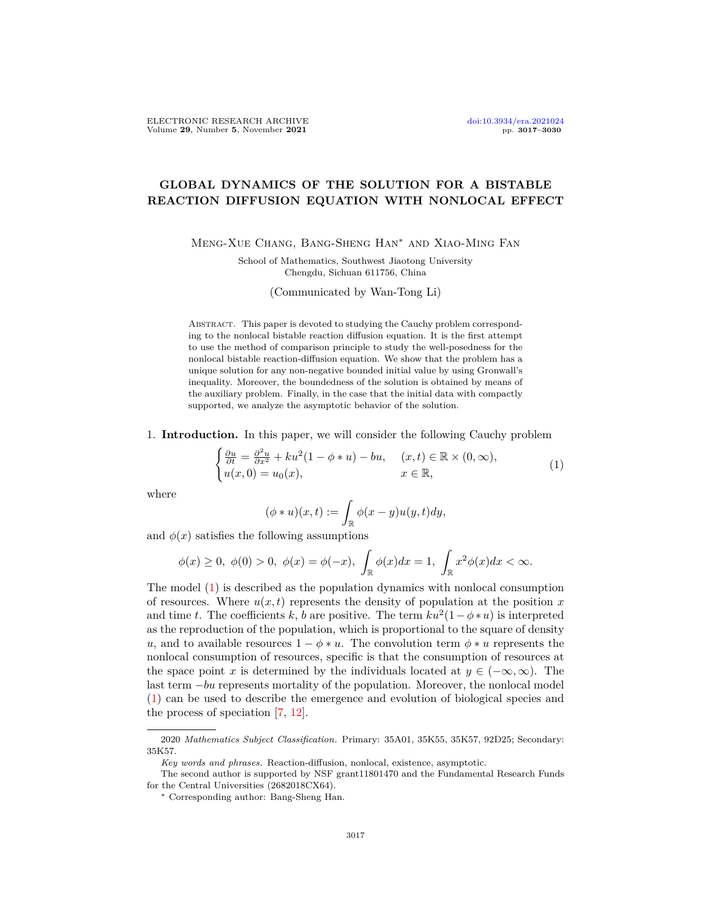# GLOBAL DYNAMICS OF THE SOLUTION FOR A BISTABLE REACTION DIFFUSION EQUATION WITH NONLOCAL EFFECT

Meng-Xue Chang, Bang-Sheng Han* and Xiao-Ming Fan

School of Mathematics, Southwest Jiaotong University
Chengdu, Sichuan 611756, China

(Communicated by Wan-Tong Li)

Abstract. This paper is devoted to studying the Cauchy problem corresponding to the nonlocal bistable reaction diffusion equation. It is the first attempt to use the method of comparison principle to study the well-posedness for the nonlocal bistable reaction-diffusion equation. We show that the problem has a unique solution for any non-negative bounded initial value by using Gronwall's inequality. Moreover, the boundedness of the solution is obtained by means of the auxiliary problem. Finally, in the case that the initial data with compactly supported, we analyze the asymptotic behavior of the solution.

## 1. Introduction.

In this paper, we will consider the following Cauchy problem

$$
\begin{cases}
\frac{\partial u}{\partial t} = \frac{\partial^2 u}{\partial x^2} + ku^2(1 - \phi * u) - bu, & (x,t) \in \mathbb{R} \times (0, \infty), \\
u(x,0) = u_0(x), & x \in \mathbb{R},
\end{cases}
\tag{1}
$$

where

$$
(\phi * u)(x,t) := \int_{\mathbb{R}} \phi(x-y)u(y,t)dy,
$$

and $\phi(x)$ satisfies the following assumptions

$$
\phi(x) \geq 0, \ \phi(0) > 0, \ \phi(x) = \phi(-x), \ \int_{\mathbb{R}} \phi(x)dx = 1, \ \int_{\mathbb{R}} x^2 \phi(x)dx < \infty.
$$

The model (1) is described as the population dynamics with nonlocal consumption of resources. Where $u(x,t)$ represents the density of population at the position $x$ and time $t$. The coefficients $k$, $b$ are positive. The term $ku^2(1 - \phi * u)$ is interpreted as the reproduction of the population, which is proportional to the square of density $u$, and to available resources $1 - \phi * u$. The convolution term $\phi * u$ represents the nonlocal consumption of resources, specific is that the consumption of resources at the space point $x$ is determined by the individuals located at $y \in (-\infty, \infty)$. The last term $-bu$ represents mortality of the population. Moreover, the nonlocal model (1) can be used to describe the emergence and evolution of biological species and the process of speciation [7, 12].

---

2020 *Mathematics Subject Classification.* Primary: 35A01, 35K55, 35K57, 92D25; Secondary: 35K57.

*Key words and phrases.* Reaction-diffusion, nonlocal, existence, asymptotic.

The second author is supported by NSF grant11801470 and the Fundamental Research Funds for the Central Universities (2682018CX64).

* Corresponding author: Bang-Sheng Han.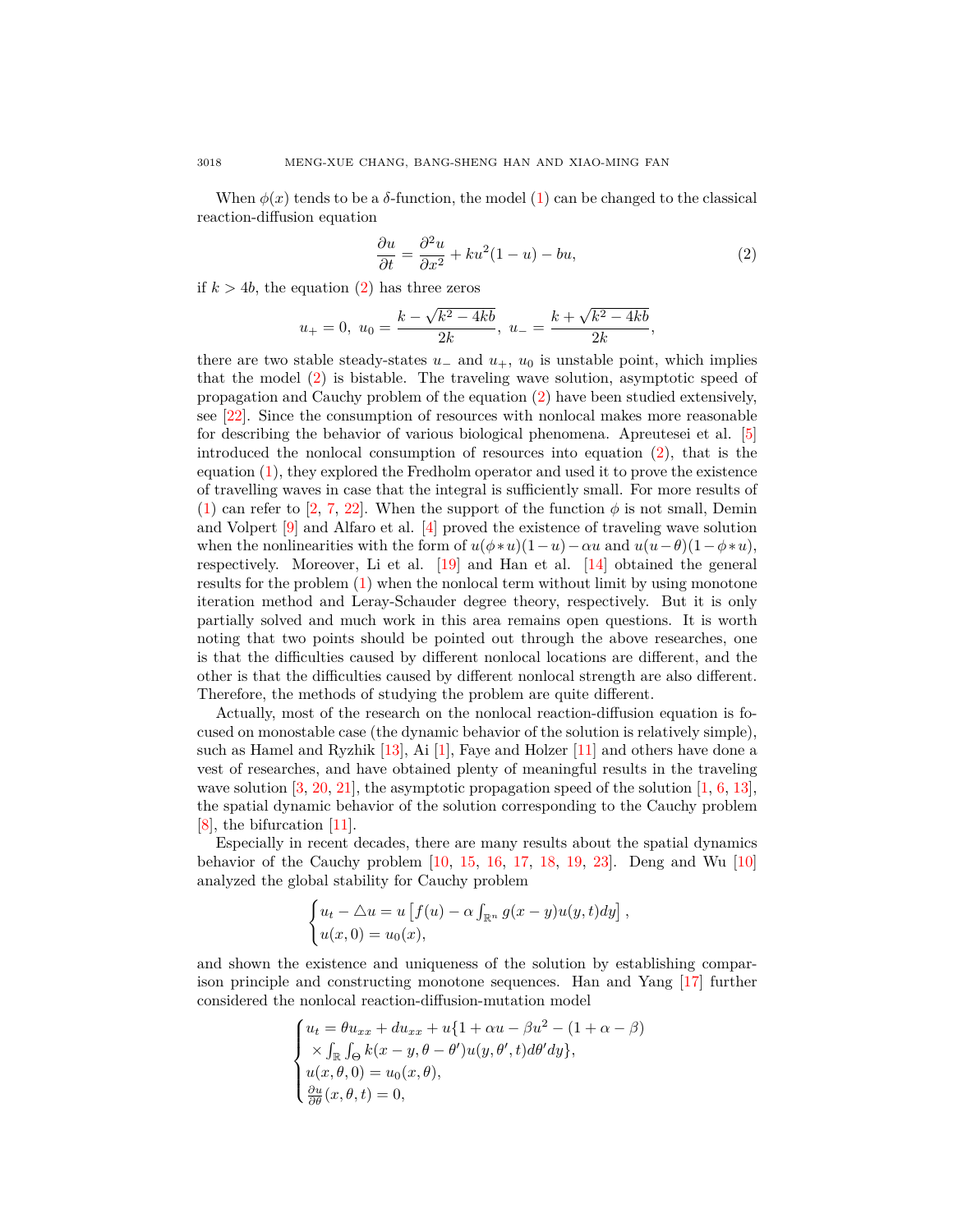When $\phi(x)$ tends to be a $\delta$-function, the model (1) can be changed to the classical reaction-diffusion equation

$$\frac{\partial u}{\partial t} = \frac{\partial^2 u}{\partial x^2} + ku^2(1-u) - bu, \tag{2}$$

if $k > 4b$, the equation (2) has three zeros

$$u_+ = 0,\ u_0 = \frac{k - \sqrt{k^2 - 4kb}}{2k},\ u_- = \frac{k + \sqrt{k^2 - 4kb}}{2k},$$

there are two stable steady-states $u_-$ and $u_+$, $u_0$ is unstable point, which implies that the model (2) is bistable. The traveling wave solution, asymptotic speed of propagation and Cauchy problem of the equation (2) have been studied extensively, see [22]. Since the consumption of resources with nonlocal makes more reasonable for describing the behavior of various biological phenomena. Apreutesei et al. [5] introduced the nonlocal consumption of resources into equation (2), that is the equation (1), they explored the Fredholm operator and used it to prove the existence of travelling waves in case that the integral is sufficiently small. For more results of (1) can refer to [2, 7, 22]. When the support of the function $\phi$ is not small, Demin and Volpert [9] and Alfaro et al. [4] proved the existence of traveling wave solution when the nonlinearities with the form of $u(\phi * u)(1-u) - \alpha u$ and $u(u-\theta)(1-\phi * u)$, respectively. Moreover, Li et al. [19] and Han et al. [14] obtained the general results for the problem (1) when the nonlocal term without limit by using monotone iteration method and Leray-Schauder degree theory, respectively. But it is only partially solved and much work in this area remains open questions. It is worth noting that two points should be pointed out through the above researches, one is that the difficulties caused by different nonlocal locations are different, and the other is that the difficulties caused by different nonlocal strength are also different. Therefore, the methods of studying the problem are quite different.

Actually, most of the research on the nonlocal reaction-diffusion equation is focused on monostable case (the dynamic behavior of the solution is relatively simple), such as Hamel and Ryzhik [13], Ai [1], Faye and Holzer [11] and others have done a vest of researches, and have obtained plenty of meaningful results in the traveling wave solution [3, 20, 21], the asymptotic propagation speed of the solution [1, 6, 13], the spatial dynamic behavior of the solution corresponding to the Cauchy problem [8], the bifurcation [11].

Especially in recent decades, there are many results about the spatial dynamics behavior of the Cauchy problem [10, 15, 16, 17, 18, 19, 23]. Deng and Wu [10] analyzed the global stability for Cauchy problem

$$\begin{cases} u_t - \triangle u = u\left[f(u) - \alpha \int_{\mathbb{R}^n} g(x-y)u(y,t)dy\right], \\ u(x,0) = u_0(x), \end{cases}$$

and shown the existence and uniqueness of the solution by establishing comparison principle and constructing monotone sequences. Han and Yang [17] further considered the nonlocal reaction-diffusion-mutation model

$$\begin{cases} u_t = \theta u_{xx} + du_{xx} + u\{1 + \alpha u - \beta u^2 - (1 + \alpha - \beta) \\ \ \times \int_{\mathbb{R}} \int_{\Theta} k(x-y, \theta - \theta')u(y, \theta', t)d\theta' dy\}, \\ u(x, \theta, 0) = u_0(x, \theta), \\ \frac{\partial u}{\partial \theta}(x, \theta, t) = 0, \end{cases}$$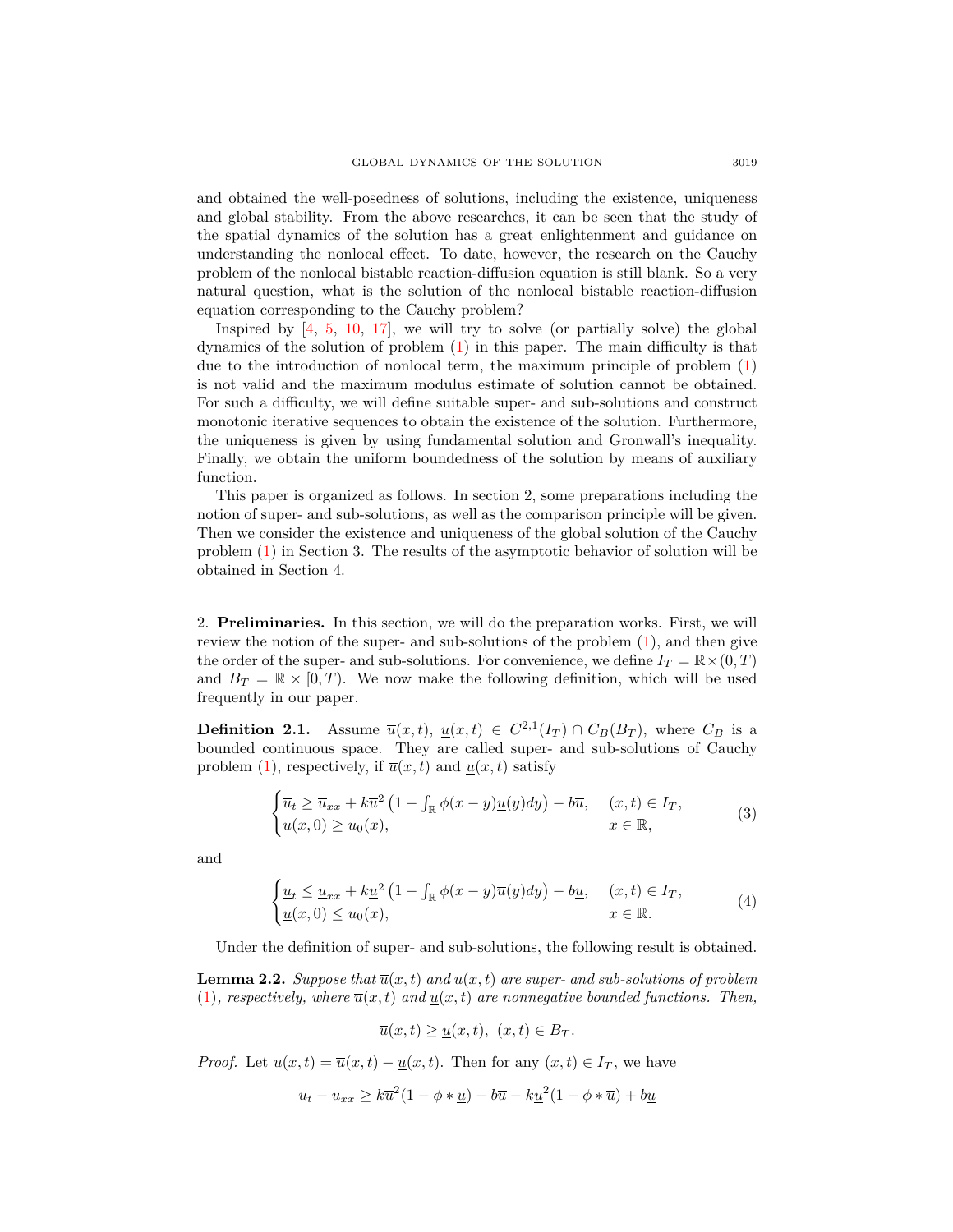and obtained the well-posedness of solutions, including the existence, uniqueness and global stability. From the above researches, it can be seen that the study of the spatial dynamics of the solution has a great enlightenment and guidance on understanding the nonlocal effect. To date, however, the research on the Cauchy problem of the nonlocal bistable reaction-diffusion equation is still blank. So a very natural question, what is the solution of the nonlocal bistable reaction-diffusion equation corresponding to the Cauchy problem?

Inspired by [4, 5, 10, 17], we will try to solve (or partially solve) the global dynamics of the solution of problem (1) in this paper. The main difficulty is that due to the introduction of nonlocal term, the maximum principle of problem (1) is not valid and the maximum modulus estimate of solution cannot be obtained. For such a difficulty, we will define suitable super- and sub-solutions and construct monotonic iterative sequences to obtain the existence of the solution. Furthermore, the uniqueness is given by using fundamental solution and Gronwall's inequality. Finally, we obtain the uniform boundedness of the solution by means of auxiliary function.

This paper is organized as follows. In section 2, some preparations including the notion of super- and sub-solutions, as well as the comparison principle will be given. Then we consider the existence and uniqueness of the global solution of the Cauchy problem (1) in Section 3. The results of the asymptotic behavior of solution will be obtained in Section 4.

## 2. Preliminaries.

In this section, we will do the preparation works. First, we will review the notion of the super- and sub-solutions of the problem (1), and then give the order of the super- and sub-solutions. For convenience, we define $I_T = \mathbb{R}\times(0,T)$ and $B_T = \mathbb{R}\times[0,T)$. We now make the following definition, which will be used frequently in our paper.

**Definition 2.1.** Assume $\overline{u}(x,t)$, $\underline{u}(x,t) \in C^{2,1}(I_T)\cap C_B(B_T)$, where $C_B$ is a bounded continuous space. They are called super- and sub-solutions of Cauchy problem (1), respectively, if $\overline{u}(x,t)$ and $\underline{u}(x,t)$ satisfy

$$\begin{cases} \overline{u}_t \geq \overline{u}_{xx} + k\overline{u}^2\left(1-\int_{\mathbb{R}}\phi(x-y)\underline{u}(y)dy\right) - b\overline{u}, & (x,t)\in I_T,\\ \overline{u}(x,0)\geq u_0(x), & x\in\mathbb{R}, \end{cases} \tag{3}$$

and

$$\begin{cases} \underline{u}_t \leq \underline{u}_{xx} + k\underline{u}^2\left(1-\int_{\mathbb{R}}\phi(x-y)\overline{u}(y)dy\right) - b\underline{u}, & (x,t)\in I_T,\\ \underline{u}(x,0)\leq u_0(x), & x\in\mathbb{R}. \end{cases} \tag{4}$$

Under the definition of super- and sub-solutions, the following result is obtained.

**Lemma 2.2.** *Suppose that $\overline{u}(x,t)$ and $\underline{u}(x,t)$ are super- and sub-solutions of problem (1), respectively, where $\overline{u}(x,t)$ and $\underline{u}(x,t)$ are nonnegative bounded functions. Then,*

$$\overline{u}(x,t)\geq\underline{u}(x,t),\ (x,t)\in B_T.$$

*Proof.* Let $u(x,t) = \overline{u}(x,t)-\underline{u}(x,t)$. Then for any $(x,t)\in I_T$, we have

$$u_t - u_{xx} \geq k\overline{u}^2(1-\phi*\underline{u}) - b\overline{u} - k\underline{u}^2(1-\phi*\overline{u}) + b\underline{u}$$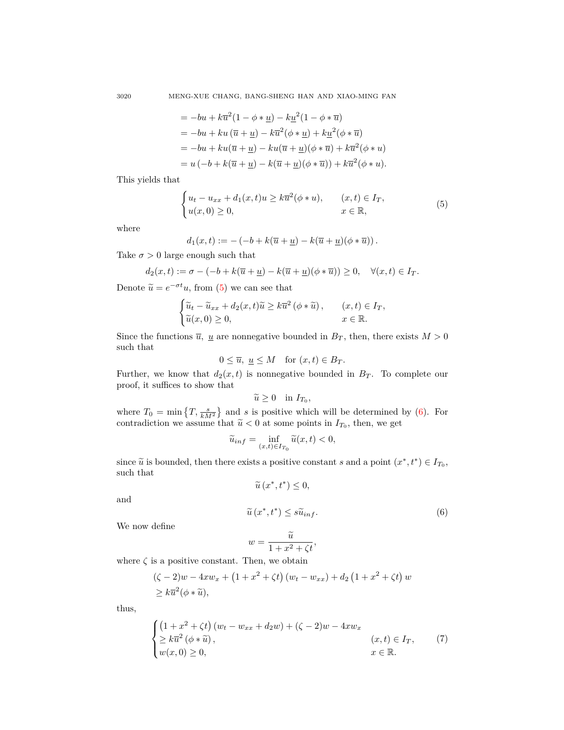$$
\begin{aligned}
&= -bu + k\overline{u}^2(1-\phi*\underline{u}) - k\underline{u}^2(1-\phi*\overline{u}) \\
&= -bu + ku\left(\overline{u}+\underline{u}\right) - k\overline{u}^2(\phi*\underline{u}) + k\underline{u}^2(\phi*\overline{u}) \\
&= -bu + ku(\overline{u}+\underline{u}) - ku(\overline{u}+\underline{u})(\phi*\overline{u}) + k\overline{u}^2(\phi*u) \\
&= u\left(-b + k(\overline{u}+\underline{u}) - k(\overline{u}+\underline{u})(\phi*\overline{u})\right) + k\overline{u}^2(\phi*u).
\end{aligned}
$$

This yields that

$$
\begin{cases}
u_t - u_{xx} + d_1(x,t)u \geq k\overline{u}^2(\phi*u), & (x,t)\in I_T, \\
u(x,0)\geq 0, & x\in\mathbb{R},
\end{cases}
\tag{5}
$$

where

$$
d_1(x,t) := -\left(-b + k(\overline{u}+\underline{u}) - k(\overline{u}+\underline{u})(\phi*\overline{u})\right).
$$

Take $\sigma > 0$ large enough such that

$$
d_2(x,t) := \sigma - \left(-b + k(\overline{u}+\underline{u}) - k(\overline{u}+\underline{u})(\phi*\overline{u})\right) \geq 0, \quad \forall (x,t)\in I_T.
$$

Denote $\widetilde{u} = e^{-\sigma t}u$, from (5) we can see that

$$
\begin{cases}
\widetilde{u}_t - \widetilde{u}_{xx} + d_2(x,t)\widetilde{u} \geq k\overline{u}^2\left(\phi*\widetilde{u}\right), & (x,t)\in I_T, \\
\widetilde{u}(x,0)\geq 0, & x\in\mathbb{R}.
\end{cases}
$$

Since the functions $\overline{u}$, $\underline{u}$ are nonnegative bounded in $B_T$, then, there exists $M>0$ such that

$$
0\leq \overline{u},\ \underline{u}\leq M \quad \text{for } (x,t)\in B_T.
$$

Further, we know that $d_2(x,t)$ is nonnegative bounded in $B_T$. To complete our proof, it suffices to show that

$$
\widetilde{u}\geq 0 \quad \text{in } I_{T_0},
$$

where $T_0 = \min\left\{T, \frac{s}{kM^2}\right\}$ and $s$ is positive which will be determined by (6). For contradiction we assume that $\widetilde{u}<0$ at some points in $I_{T_0}$, then, we get

$$
\widetilde{u}_{inf} = \inf_{(x,t)\in I_{T_0}} \widetilde{u}(x,t) < 0,
$$

since $\widetilde{u}$ is bounded, then there exists a positive constant $s$ and a point $(x^*,t^*)\in I_{T_0}$, such that

$$
\widetilde{u}\left(x^*,t^*\right)\leq 0,
$$

and

$$
\widetilde{u}\left(x^*,t^*\right)\leq s\widetilde{u}_{inf}. \tag{6}
$$

We now define

$$
w = \frac{\widetilde{u}}{1+x^2+\zeta t},
$$

where $\zeta$ is a positive constant. Then, we obtain

$$
\begin{aligned}
&(\zeta-2)w - 4xw_x + \left(1+x^2+\zeta t\right)(w_t - w_{xx}) + d_2\left(1+x^2+\zeta t\right)w \\
&\geq k\overline{u}^2(\phi*\widetilde{u}),
\end{aligned}
$$

thus,

$$
\begin{cases}
\left(1+x^2+\zeta t\right)(w_t - w_{xx} + d_2 w) + (\zeta-2)w - 4xw_x & \\
\geq k\overline{u}^2\left(\phi*\widetilde{u}\right), & (x,t)\in I_T, \\
w(x,0)\geq 0, & x\in\mathbb{R}.
\end{cases}
\tag{7}
$$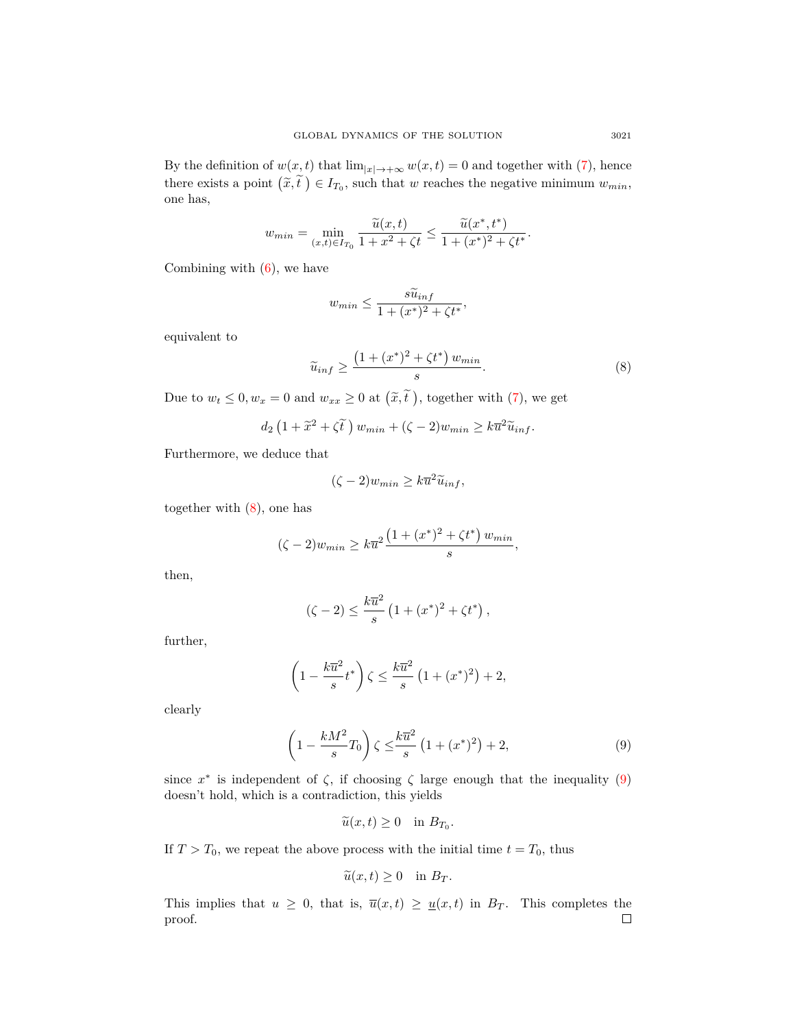By the definition of $w(x,t)$ that $\lim_{|x|\to+\infty} w(x,t) = 0$ and together with (7), hence there exists a point $\left(\widetilde{x}, \widetilde{t}\,\right) \in I_{T_0}$, such that $w$ reaches the negative minimum $w_{min}$, one has,

$$w_{min} = \min_{(x,t)\in I_{T_0}} \frac{\widetilde{u}(x,t)}{1+x^2+\zeta t} \le \frac{\widetilde{u}(x^*,t^*)}{1+(x^*)^2+\zeta t^*}.$$

Combining with (6), we have

$$w_{min} \le \frac{s\widetilde{u}_{inf}}{1+(x^*)^2+\zeta t^*},$$

equivalent to

$$\widetilde{u}_{inf} \ge \frac{\left(1+(x^*)^2+\zeta t^*\right) w_{min}}{s}. \tag{8}$$

Due to $w_t \le 0, w_x = 0$ and $w_{xx} \ge 0$ at $\left(\widetilde{x}, \widetilde{t}\,\right)$, together with (7), we get

$$d_2\left(1+\widetilde{x}^2+\zeta\widetilde{t}\,\right) w_{min} + (\zeta-2)w_{min} \ge k\overline{u}^2\widetilde{u}_{inf}.$$

Furthermore, we deduce that

$$(\zeta-2)w_{min} \ge k\overline{u}^2\widetilde{u}_{inf},$$

together with (8), one has

$$(\zeta-2)w_{min} \ge k\overline{u}^2\frac{\left(1+(x^*)^2+\zeta t^*\right) w_{min}}{s},$$

then,

$$(\zeta-2) \le \frac{k\overline{u}^2}{s}\left(1+(x^*)^2+\zeta t^*\right),$$

further,

$$\left(1-\frac{k\overline{u}^2}{s}t^*\right)\zeta \le \frac{k\overline{u}^2}{s}\left(1+(x^*)^2\right)+2,$$

clearly

$$\left(1-\frac{kM^2}{s}T_0\right)\zeta \le \frac{k\overline{u}^2}{s}\left(1+(x^*)^2\right)+2, \tag{9}$$

since $x^*$ is independent of $\zeta$, if choosing $\zeta$ large enough that the inequality (9) doesn't hold, which is a contradiction, this yields

$$\widetilde{u}(x,t) \ge 0 \quad \text{in } B_{T_0}.$$

If $T > T_0$, we repeat the above process with the initial time $t = T_0$, thus

$$\widetilde{u}(x,t) \ge 0 \quad \text{in } B_T.$$

This implies that $u \ge 0$, that is, $\overline{u}(x,t) \ge \underline{u}(x,t)$ in $B_T$. This completes the proof. □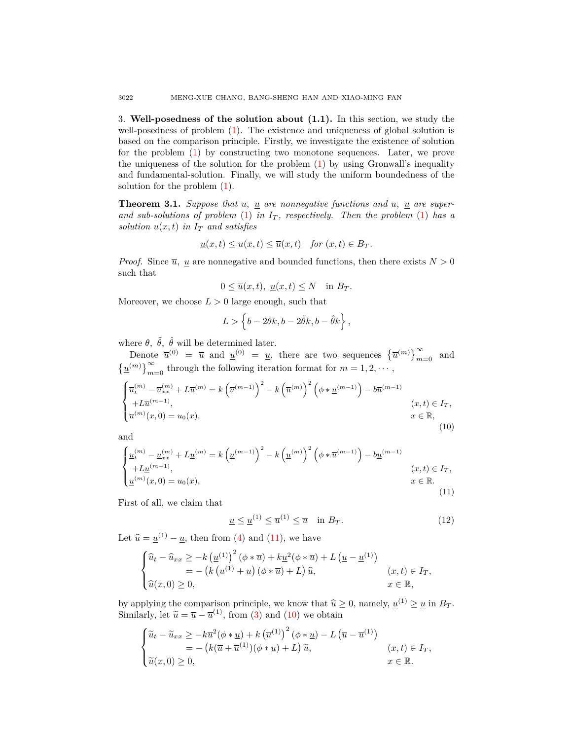3. **Well-posedness of the solution about (1.1).** In this section, we study the well-posedness of problem (1). The existence and uniqueness of global solution is based on the comparison principle. Firstly, we investigate the existence of solution for the problem (1) by constructing two monotone sequences. Later, we prove the uniqueness of the solution for the problem (1) by using Gronwall's inequality and fundamental-solution. Finally, we will study the uniform boundedness of the solution for the problem (1).

**Theorem 3.1.** *Suppose that $\overline{u}$, $\underline{u}$ are nonnegative functions and $\overline{u}$, $\underline{u}$ are super- and sub-solutions of problem (1) in $I_T$, respectively. Then the problem (1) has a solution $u(x,t)$ in $I_T$ and satisfies*

$$\underline{u}(x,t) \le u(x,t) \le \overline{u}(x,t) \quad \text{for } (x,t) \in B_T.$$

*Proof.* Since $\overline{u}$, $\underline{u}$ are nonnegative and bounded functions, then there exists $N > 0$ such that

$$0 \le \overline{u}(x,t),\ \underline{u}(x,t) \le N \quad \text{in } B_T.$$

Moreover, we choose $L > 0$ large enough, such that

$$L > \left\{ b - 2\theta k, b - 2\tilde{\theta}k, b - \hat{\theta}k \right\},$$

where $\theta$, $\tilde{\theta}$, $\hat{\theta}$ will be determined later.

Denote $\overline{u}^{(0)} = \overline{u}$ and $\underline{u}^{(0)} = \underline{u}$, there are two sequences $\left\{\overline{u}^{(m)}\right\}_{m=0}^{\infty}$ and $\left\{\underline{u}^{(m)}\right\}_{m=0}^{\infty}$ through the following iteration format for $m = 1, 2, \cdots$,

$$\begin{cases} \overline{u}_t^{(m)} - \overline{u}_{xx}^{(m)} + L\overline{u}^{(m)} = k\left(\overline{u}^{(m-1)}\right)^2 - k\left(\overline{u}^{(m)}\right)^2\left(\phi * \underline{u}^{(m-1)}\right) - b\overline{u}^{(m-1)} \\ \quad +L\overline{u}^{(m-1)}, & (x,t) \in I_T, \\ \overline{u}^{(m)}(x,0) = u_0(x), & x \in \mathbb{R}, \end{cases} \tag{10}$$

and

$$\begin{cases} \underline{u}_t^{(m)} - \underline{u}_{xx}^{(m)} + L\underline{u}^{(m)} = k\left(\underline{u}^{(m-1)}\right)^2 - k\left(\underline{u}^{(m)}\right)^2\left(\phi * \overline{u}^{(m-1)}\right) - b\underline{u}^{(m-1)} \\ \quad +L\underline{u}^{(m-1)}, & (x,t) \in I_T, \\ \underline{u}^{(m)}(x,0) = u_0(x), & x \in \mathbb{R}. \end{cases} \tag{11}$$

First of all, we claim that

$$\underline{u} \le \underline{u}^{(1)} \le \overline{u}^{(1)} \le \overline{u} \quad \text{in } B_T. \tag{12}$$

Let $\widehat{u} = \underline{u}^{(1)} - \underline{u}$, then from (4) and (11), we have

$$\begin{cases} \widehat{u}_t - \widehat{u}_{xx} \ge -k\left(\underline{u}^{(1)}\right)^2(\phi * \overline{u}) + k\underline{u}^2(\phi * \overline{u}) + L\left(\underline{u} - \underline{u}^{(1)}\right) \\ \qquad\qquad = -\left(k\left(\underline{u}^{(1)} + \underline{u}\right)(\phi * \overline{u}) + L\right)\widehat{u}, & (x,t) \in I_T, \\ \widehat{u}(x,0) \ge 0, & x \in \mathbb{R}, \end{cases}$$

by applying the comparison principle, we know that $\widehat{u} \ge 0$, namely, $\underline{u}^{(1)} \ge \underline{u}$ in $B_T$. Similarly, let $\widetilde{u} = \overline{u} - \overline{u}^{(1)}$, from (3) and (10) we obtain

$$\begin{cases} \widetilde{u}_t - \widetilde{u}_{xx} \ge -k\overline{u}^2(\phi * \underline{u}) + k\left(\overline{u}^{(1)}\right)^2(\phi * \underline{u}) - L\left(\overline{u} - \overline{u}^{(1)}\right) \\ \qquad\qquad = -\left(k(\overline{u} + \overline{u}^{(1)})(\phi * \underline{u}) + L\right)\widetilde{u}, & (x,t) \in I_T, \\ \widetilde{u}(x,0) \ge 0, & x \in \mathbb{R}. \end{cases}$$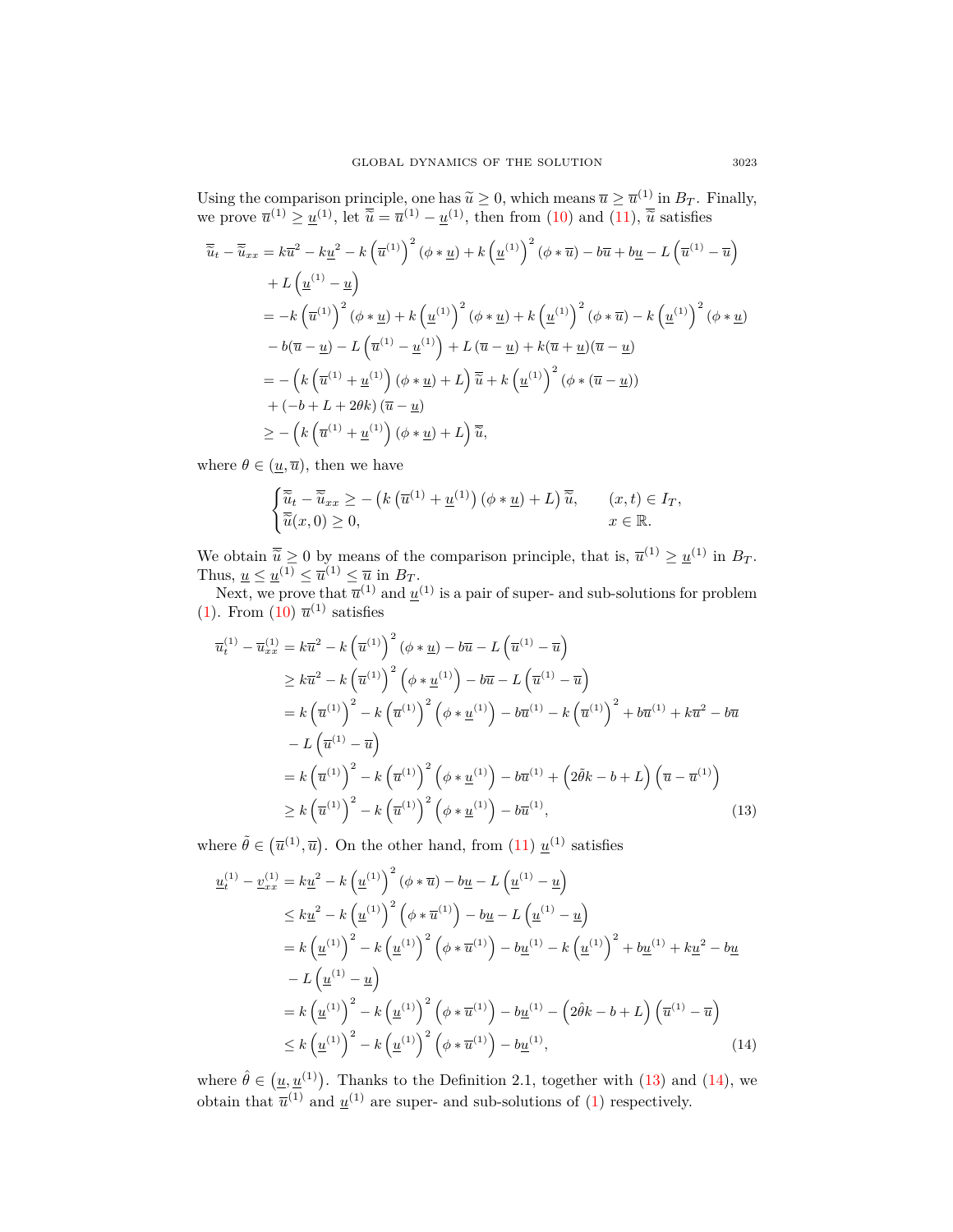Using the comparison principle, one has $\widetilde{u} \geq 0$, which means $\overline{u} \geq \overline{u}^{(1)}$ in $B_T$. Finally, we prove $\overline{u}^{(1)} \geq \underline{u}^{(1)}$, let $\overline{\overline{u}} = \overline{u}^{(1)} - \underline{u}^{(1)}$, then from (10) and (11), $\overline{\overline{u}}$ satisfies

$$
\begin{aligned}
\overline{\overline{u}}_t - \overline{\overline{u}}_{xx} &= k\overline{u}^2 - k\underline{u}^2 - k\left(\overline{u}^{(1)}\right)^2 (\phi * \underline{u}) + k\left(\underline{u}^{(1)}\right)^2 (\phi * \overline{u}) - b\overline{u} + b\underline{u} - L\left(\overline{u}^{(1)} - \overline{u}\right) \\
&\quad + L\left(\underline{u}^{(1)} - \underline{u}\right) \\
&= -k\left(\overline{u}^{(1)}\right)^2 (\phi * \underline{u}) + k\left(\underline{u}^{(1)}\right)^2 (\phi * \underline{u}) + k\left(\underline{u}^{(1)}\right)^2 (\phi * \overline{u}) - k\left(\underline{u}^{(1)}\right)^2 (\phi * \underline{u}) \\
&\quad - b(\overline{u} - \underline{u}) - L\left(\overline{u}^{(1)} - \underline{u}^{(1)}\right) + L\left(\overline{u} - \underline{u}\right) + k(\overline{u} + \underline{u})(\overline{u} - \underline{u}) \\
&= -\left(k\left(\overline{u}^{(1)} + \underline{u}^{(1)}\right)(\phi * \underline{u}) + L\right)\overline{\overline{u}} + k\left(\underline{u}^{(1)}\right)^2 (\phi * (\overline{u} - \underline{u})) \\
&\quad + (-b + L + 2\theta k)\left(\overline{u} - \underline{u}\right) \\
&\geq -\left(k\left(\overline{u}^{(1)} + \underline{u}^{(1)}\right)(\phi * \underline{u}) + L\right)\overline{\overline{u}},
\end{aligned}
$$

where $\theta \in (\underline{u}, \overline{u})$, then we have

$$
\begin{cases}
\overline{\overline{u}}_t - \overline{\overline{u}}_{xx} \geq -\left(k\left(\overline{u}^{(1)} + \underline{u}^{(1)}\right)(\phi * \underline{u}) + L\right)\overline{\overline{u}}, & (x,t) \in I_T, \\
\overline{\overline{u}}(x,0) \geq 0, & x \in \mathbb{R}.
\end{cases}
$$

We obtain $\overline{\overline{u}} \geq 0$ by means of the comparison principle, that is, $\overline{u}^{(1)} \geq \underline{u}^{(1)}$ in $B_T$. Thus, $\underline{u} \leq \underline{u}^{(1)} \leq \overline{u}^{(1)} \leq \overline{u}$ in $B_T$.

Next, we prove that $\overline{u}^{(1)}$ and $\underline{u}^{(1)}$ is a pair of super- and sub-solutions for problem (1). From (10) $\overline{u}^{(1)}$ satisfies

$$
\begin{aligned}
\overline{u}^{(1)}_t - \overline{u}^{(1)}_{xx} &= k\overline{u}^2 - k\left(\overline{u}^{(1)}\right)^2 (\phi * \underline{u}) - b\overline{u} - L\left(\overline{u}^{(1)} - \overline{u}\right) \\
&\geq k\overline{u}^2 - k\left(\overline{u}^{(1)}\right)^2 \left(\phi * \underline{u}^{(1)}\right) - b\overline{u} - L\left(\overline{u}^{(1)} - \overline{u}\right) \\
&= k\left(\overline{u}^{(1)}\right)^2 - k\left(\overline{u}^{(1)}\right)^2 \left(\phi * \underline{u}^{(1)}\right) - b\overline{u}^{(1)} - k\left(\overline{u}^{(1)}\right)^2 + b\overline{u}^{(1)} + k\overline{u}^2 - b\overline{u} \\
&\quad - L\left(\overline{u}^{(1)} - \overline{u}\right) \\
&= k\left(\overline{u}^{(1)}\right)^2 - k\left(\overline{u}^{(1)}\right)^2 \left(\phi * \underline{u}^{(1)}\right) - b\overline{u}^{(1)} + \left(2\tilde{\theta}k - b + L\right)\left(\overline{u} - \overline{u}^{(1)}\right) \\
&\geq k\left(\overline{u}^{(1)}\right)^2 - k\left(\overline{u}^{(1)}\right)^2 \left(\phi * \underline{u}^{(1)}\right) - b\overline{u}^{(1)},
\end{aligned} \tag{13}
$$

where $\tilde{\theta} \in \left(\overline{u}^{(1)}, \overline{u}\right)$. On the other hand, from (11) $\underline{u}^{(1)}$ satisfies

$$
\begin{aligned}
\underline{u}^{(1)}_t - \underline{v}^{(1)}_{xx} &= k\underline{u}^2 - k\left(\underline{u}^{(1)}\right)^2 (\phi * \overline{u}) - b\underline{u} - L\left(\underline{u}^{(1)} - \underline{u}\right) \\
&\leq k\underline{u}^2 - k\left(\underline{u}^{(1)}\right)^2 \left(\phi * \overline{u}^{(1)}\right) - b\underline{u} - L\left(\underline{u}^{(1)} - \underline{u}\right) \\
&= k\left(\underline{u}^{(1)}\right)^2 - k\left(\underline{u}^{(1)}\right)^2 \left(\phi * \overline{u}^{(1)}\right) - b\underline{u}^{(1)} - k\left(\underline{u}^{(1)}\right)^2 + b\underline{u}^{(1)} + k\underline{u}^2 - b\underline{u} \\
&\quad - L\left(\underline{u}^{(1)} - \underline{u}\right) \\
&= k\left(\underline{u}^{(1)}\right)^2 - k\left(\underline{u}^{(1)}\right)^2 \left(\phi * \overline{u}^{(1)}\right) - b\underline{u}^{(1)} - \left(2\hat{\theta}k - b + L\right)\left(\overline{u}^{(1)} - \overline{u}\right) \\
&\leq k\left(\underline{u}^{(1)}\right)^2 - k\left(\underline{u}^{(1)}\right)^2 \left(\phi * \overline{u}^{(1)}\right) - b\underline{u}^{(1)},
\end{aligned} \tag{14}
$$

where $\hat{\theta} \in \left(\underline{u}, \underline{u}^{(1)}\right)$. Thanks to the Definition 2.1, together with (13) and (14), we obtain that $\overline{u}^{(1)}$ and $\underline{u}^{(1)}$ are super- and sub-solutions of (1) respectively.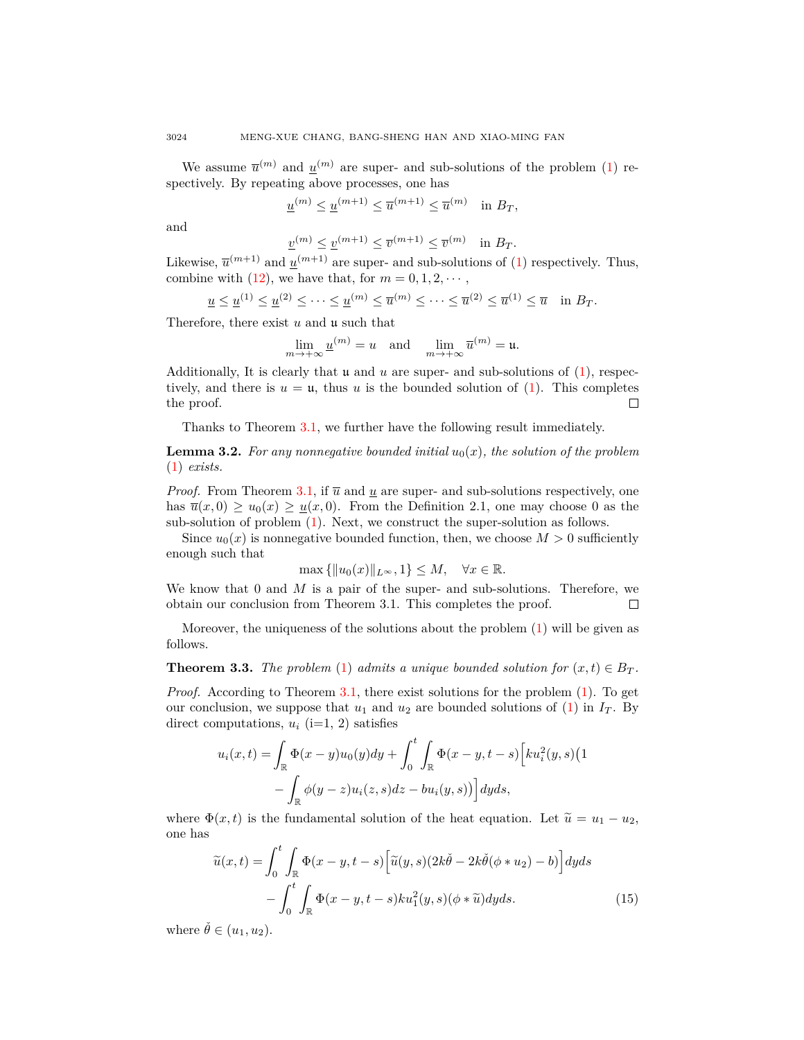We assume $\overline{u}^{(m)}$ and $\underline{u}^{(m)}$ are super- and sub-solutions of the problem (1) respectively. By repeating above processes, one has

$$\underline{u}^{(m)} \leq \underline{u}^{(m+1)} \leq \overline{u}^{(m+1)} \leq \overline{u}^{(m)} \quad \text{in } B_T,$$

and

$$\underline{v}^{(m)} \leq \underline{v}^{(m+1)} \leq \overline{v}^{(m+1)} \leq \overline{v}^{(m)} \quad \text{in } B_T.$$

Likewise, $\overline{u}^{(m+1)}$ and $\underline{u}^{(m+1)}$ are super- and sub-solutions of (1) respectively. Thus, combine with (12), we have that, for $m = 0, 1, 2, \cdots$,

$$\underline{u} \leq \underline{u}^{(1)} \leq \underline{u}^{(2)} \leq \cdots \leq \underline{u}^{(m)} \leq \overline{u}^{(m)} \leq \cdots \leq \overline{u}^{(2)} \leq \overline{u}^{(1)} \leq \overline{u} \quad \text{in } B_T.$$

Therefore, there exist $u$ and $\mathfrak{u}$ such that

$$\lim_{m\to+\infty} \underline{u}^{(m)} = u \quad \text{and} \quad \lim_{m\to+\infty} \overline{u}^{(m)} = \mathfrak{u}.$$

Additionally, It is clearly that $\mathfrak{u}$ and $u$ are super- and sub-solutions of (1), respectively, and there is $u = \mathfrak{u}$, thus $u$ is the bounded solution of (1). This completes the proof. $\square$

Thanks to Theorem 3.1, we further have the following result immediately.

**Lemma 3.2.** *For any nonnegative bounded initial $u_0(x)$, the solution of the problem* (1) *exists.*

*Proof.* From Theorem 3.1, if $\overline{u}$ and $\underline{u}$ are super- and sub-solutions respectively, one has $\overline{u}(x, 0) \geq u_0(x) \geq \underline{u}(x, 0)$. From the Definition 2.1, one may choose 0 as the sub-solution of problem (1). Next, we construct the super-solution as follows.

Since $u_0(x)$ is nonnegative bounded function, then, we choose $M > 0$ sufficiently enough such that

$$\max\{\|u_0(x)\|_{L^\infty}, 1\} \leq M, \quad \forall x \in \mathbb{R}.$$

We know that 0 and $M$ is a pair of the super- and sub-solutions. Therefore, we obtain our conclusion from Theorem 3.1. This completes the proof. $\square$

Moreover, the uniqueness of the solutions about the problem (1) will be given as follows.

**Theorem 3.3.** *The problem* (1) *admits a unique bounded solution for $(x, t) \in B_T$.*

*Proof.* According to Theorem 3.1, there exist solutions for the problem (1). To get our conclusion, we suppose that $u_1$ and $u_2$ are bounded solutions of (1) in $I_T$. By direct computations, $u_i$ (i=1, 2) satisfies

$$\begin{aligned} u_i(x,t) = &\int_{\mathbb{R}} \Phi(x-y) u_0(y) dy + \int_0^t \int_{\mathbb{R}} \Phi(x-y, t-s) \Big[ k u_i^2(y,s) \big( 1 \\ &- \int_{\mathbb{R}} \phi(y-z) u_i(z,s) dz - b u_i(y,s) \big) \Big] dy ds, \end{aligned}$$

where $\Phi(x, t)$ is the fundamental solution of the heat equation. Let $\widetilde{u} = u_1 - u_2$, one has

$$\begin{aligned} \widetilde{u}(x,t) = &\int_0^t \int_{\mathbb{R}} \Phi(x-y, t-s) \Big[ \widetilde{u}(y,s) (2k\check{\theta} - 2k\check{\theta}(\phi * u_2) - b) \Big] dy ds \\ &- \int_0^t \int_{\mathbb{R}} \Phi(x-y, t-s) k u_1^2(y,s) (\phi * \widetilde{u}) dy ds. \end{aligned} \tag{15}$$

where $\check{\theta} \in (u_1, u_2)$.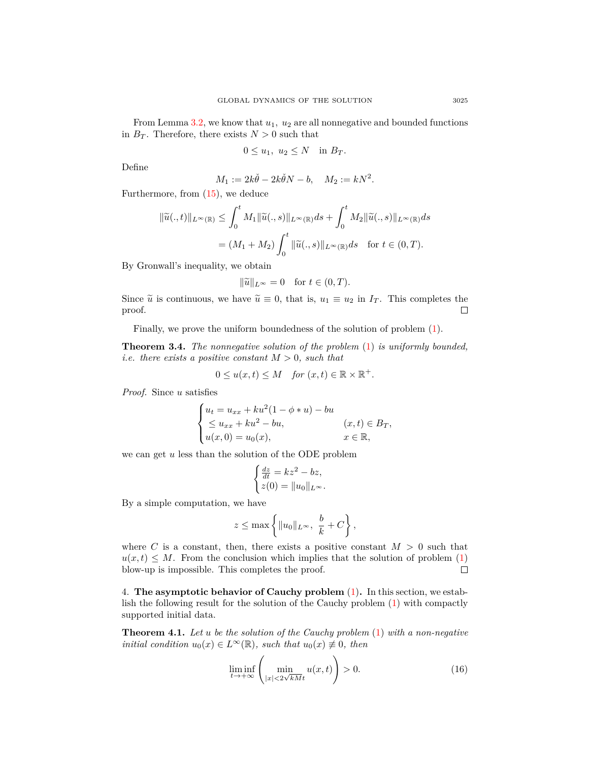From Lemma 3.2, we know that $u_1,\ u_2$ are all nonnegative and bounded functions in $B_T$. Therefore, there exists $N > 0$ such that

$$0 \le u_1,\ u_2 \le N \quad \text{in } B_T.$$

Define

$$M_1 := 2k\check{\theta} - 2k\check{\theta}N - b, \quad M_2 := kN^2.$$

Furthermore, from (15), we deduce

$$\begin{aligned}
\|\widetilde{u}(.,t)\|_{L^\infty(\mathbb{R})} &\le \int_0^t M_1 \|\widetilde{u}(.,s)\|_{L^\infty(\mathbb{R})} ds + \int_0^t M_2 \|\widetilde{u}(.,s)\|_{L^\infty(\mathbb{R})} ds \\
&= (M_1 + M_2) \int_0^t \|\widetilde{u}(.,s)\|_{L^\infty(\mathbb{R})} ds \quad \text{for } t \in (0,T).
\end{aligned}$$

By Gronwall's inequality, we obtain

$$\|\widetilde{u}\|_{L^\infty} = 0 \quad \text{for } t \in (0,T).$$

Since $\widetilde{u}$ is continuous, we have $\widetilde{u} \equiv 0$, that is, $u_1 \equiv u_2$ in $I_T$. This completes the proof. □

Finally, we prove the uniform boundedness of the solution of problem (1).

**Theorem 3.4.** *The nonnegative solution of the problem* (1) *is uniformly bounded, i.e. there exists a positive constant $M > 0$, such that*

$$0 \le u(x,t) \le M \quad \textit{for } (x,t) \in \mathbb{R} \times \mathbb{R}^+.$$

*Proof.* Since $u$ satisfies

$$\begin{cases}
u_t = u_{xx} + ku^2(1 - \phi * u) - bu \\
\quad \le u_{xx} + ku^2 - bu, & (x,t) \in B_T, \\
u(x,0) = u_0(x), & x \in \mathbb{R},
\end{cases}$$

we can get $u$ less than the solution of the ODE problem

$$\begin{cases}
\frac{dz}{dt} = kz^2 - bz, \\
z(0) = \|u_0\|_{L^\infty}.
\end{cases}$$

By a simple computation, we have

$$z \le \max\left\{ \|u_0\|_{L^\infty},\ \frac{b}{k} + C \right\},$$

where $C$ is a constant, then, there exists a positive constant $M > 0$ such that $u(x,t) \le M$. From the conclusion which implies that the solution of problem (1) blow-up is impossible. This completes the proof. □

## 4. **The asymptotic behavior of Cauchy problem** (1).

In this section, we establish the following result for the solution of the Cauchy problem (1) with compactly supported initial data.

**Theorem 4.1.** *Let $u$ be the solution of the Cauchy problem* (1) *with a non-negative initial condition $u_0(x) \in L^\infty(\mathbb{R})$, such that $u_0(x) \not\equiv 0$, then*

$$\liminf_{t \to +\infty} \left( \min_{|x| < 2\sqrt{kM}t} u(x,t) \right) > 0. \tag{16}$$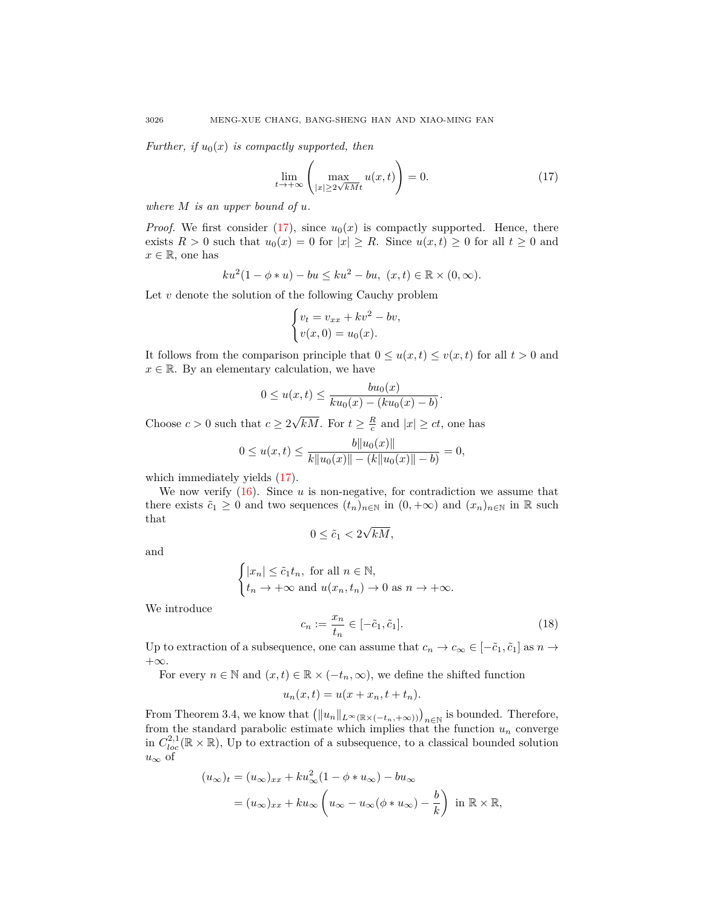*Further, if $u_0(x)$ is compactly supported, then*

$$\lim_{t\to+\infty}\left(\max_{|x|\geq 2\sqrt{kM}t} u(x,t)\right)=0. \tag{17}$$

*where $M$ is an upper bound of $u$.*

*Proof.* We first consider (17), since $u_0(x)$ is compactly supported. Hence, there exists $R>0$ such that $u_0(x)=0$ for $|x|\geq R$. Since $u(x,t)\geq 0$ for all $t\geq 0$ and $x\in\mathbb{R}$, one has

$$ku^2(1-\phi*u)-bu\leq ku^2-bu,\ (x,t)\in\mathbb{R}\times(0,\infty).$$

Let $v$ denote the solution of the following Cauchy problem

$$\begin{cases} v_t=v_{xx}+kv^2-bv,\\ v(x,0)=u_0(x).\end{cases}$$

It follows from the comparison principle that $0\leq u(x,t)\leq v(x,t)$ for all $t>0$ and $x\in\mathbb{R}$. By an elementary calculation, we have

$$0\leq u(x,t)\leq \frac{bu_0(x)}{ku_0(x)-(ku_0(x)-b)}.$$

Choose $c>0$ such that $c\geq 2\sqrt{kM}$. For $t\geq \frac{R}{c}$ and $|x|\geq ct$, one has

$$0\leq u(x,t)\leq \frac{b\|u_0(x)\|}{k\|u_0(x)\|-(k\|u_0(x)\|-b)}=0,$$

which immediately yields (17).

We now verify (16). Since $u$ is non-negative, for contradiction we assume that there exists $\tilde{c}_1\geq 0$ and two sequences $(t_n)_{n\in\mathbb{N}}$ in $(0,+\infty)$ and $(x_n)_{n\in\mathbb{N}}$ in $\mathbb{R}$ such that

$$0\leq \tilde{c}_1<2\sqrt{kM},$$

and

$$\begin{cases} |x_n|\leq \tilde{c}_1 t_n, \text{ for all } n\in\mathbb{N},\\ t_n\to+\infty \text{ and } u(x_n,t_n)\to 0 \text{ as } n\to+\infty.\end{cases}$$

We introduce

$$c_n:=\frac{x_n}{t_n}\in[-\tilde{c}_1,\tilde{c}_1]. \tag{18}$$

Up to extraction of a subsequence, one can assume that $c_n\to c_\infty\in[-\tilde{c}_1,\tilde{c}_1]$ as $n\to+\infty$.

For every $n\in\mathbb{N}$ and $(x,t)\in\mathbb{R}\times(-t_n,\infty)$, we define the shifted function

$$u_n(x,t)=u(x+x_n,t+t_n).$$

From Theorem 3.4, we know that $\left(\|u_n\|_{L^\infty(\mathbb{R}\times(-t_n,+\infty))}\right)_{n\in\mathbb{N}}$ is bounded. Therefore, from the standard parabolic estimate which implies that the function $u_n$ converge in $C^{2,1}_{loc}(\mathbb{R}\times\mathbb{R})$, Up to extraction of a subsequence, to a classical bounded solution $u_\infty$ of

$$\begin{aligned}(u_\infty)_t&=(u_\infty)_{xx}+ku_\infty^2(1-\phi*u_\infty)-bu_\infty\\ &=(u_\infty)_{xx}+ku_\infty\left(u_\infty-u_\infty(\phi*u_\infty)-\frac{b}{k}\right)\ \text{ in } \mathbb{R}\times\mathbb{R},\end{aligned}$$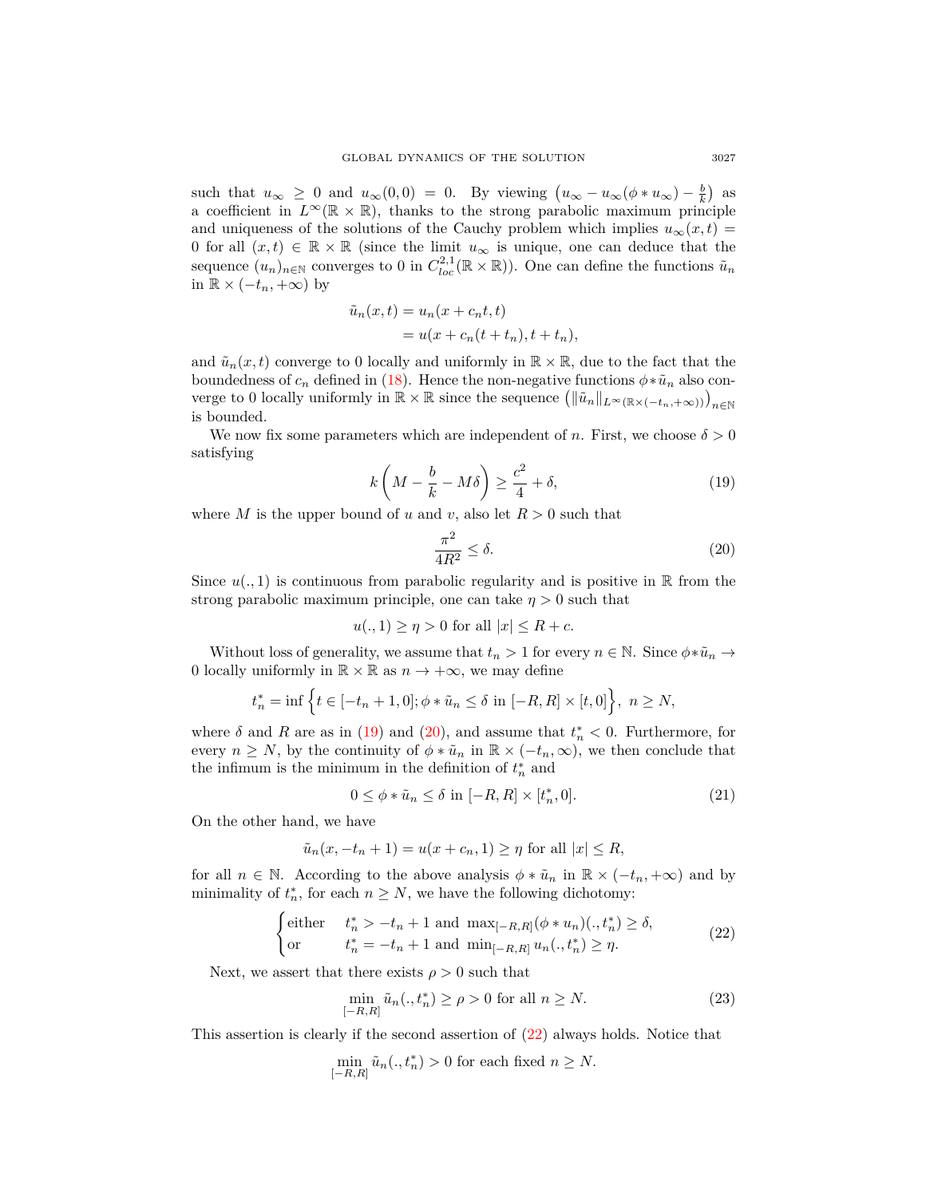such that $u_\infty \geq 0$ and $u_\infty(0,0) = 0$. By viewing $\left(u_\infty - u_\infty(\phi * u_\infty) - \frac{b}{k}\right)$ as a coefficient in $L^\infty(\mathbb{R}\times\mathbb{R})$, thanks to the strong parabolic maximum principle and uniqueness of the solutions of the Cauchy problem which implies $u_\infty(x,t) = 0$ for all $(x,t) \in \mathbb{R}\times\mathbb{R}$ (since the limit $u_\infty$ is unique, one can deduce that the sequence $(u_n)_{n\in\mathbb{N}}$ converges to 0 in $C^{2,1}_{loc}(\mathbb{R}\times\mathbb{R})$). One can define the functions $\tilde{u}_n$ in $\mathbb{R}\times(-t_n,+\infty)$ by

$$
\begin{aligned}
\tilde{u}_n(x,t) &= u_n(x + c_n t, t) \\
&= u(x + c_n(t+t_n), t + t_n),
\end{aligned}
$$

and $\tilde{u}_n(x,t)$ converge to 0 locally and uniformly in $\mathbb{R}\times\mathbb{R}$, due to the fact that the boundedness of $c_n$ defined in (18). Hence the non-negative functions $\phi * \tilde{u}_n$ also converge to 0 locally uniformly in $\mathbb{R}\times\mathbb{R}$ since the sequence $\left(\|\tilde{u}_n\|_{L^\infty(\mathbb{R}\times(-t_n,+\infty))}\right)_{n\in\mathbb{N}}$ is bounded.

We now fix some parameters which are independent of $n$. First, we choose $\delta > 0$ satisfying

$$
k\left(M - \frac{b}{k} - M\delta\right) \geq \frac{c^2}{4} + \delta, \tag{19}
$$

where $M$ is the upper bound of $u$ and $v$, also let $R > 0$ such that

$$
\frac{\pi^2}{4R^2} \leq \delta. \tag{20}
$$

Since $u(.,1)$ is continuous from parabolic regularity and is positive in $\mathbb{R}$ from the strong parabolic maximum principle, one can take $\eta > 0$ such that

$$
u(.,1) \geq \eta > 0 \text{ for all } |x| \leq R + c.
$$

Without loss of generality, we assume that $t_n > 1$ for every $n \in \mathbb{N}$. Since $\phi * \tilde{u}_n \to 0$ locally uniformly in $\mathbb{R}\times\mathbb{R}$ as $n \to +\infty$, we may define

$$
t_n^* = \inf\left\{t \in [-t_n + 1, 0]; \phi * \tilde{u}_n \leq \delta \text{ in } [-R,R]\times[t,0]\right\},\ n \geq N,
$$

where $\delta$ and $R$ are as in (19) and (20), and assume that $t_n^* < 0$. Furthermore, for every $n \geq N$, by the continuity of $\phi * \tilde{u}_n$ in $\mathbb{R}\times(-t_n,\infty)$, we then conclude that the infimum is the minimum in the definition of $t_n^*$ and

$$
0 \leq \phi * \tilde{u}_n \leq \delta \text{ in } [-R,R]\times[t_n^*, 0]. \tag{21}
$$

On the other hand, we have

$$
\tilde{u}_n(x, -t_n + 1) = u(x + c_n, 1) \geq \eta \text{ for all } |x| \leq R,
$$

for all $n \in \mathbb{N}$. According to the above analysis $\phi * \tilde{u}_n$ in $\mathbb{R}\times(-t_n,+\infty)$ and by minimality of $t_n^*$, for each $n \geq N$, we have the following dichotomy:

$$
\begin{cases}
\text{either} & t_n^* > -t_n + 1 \text{ and } \max_{[-R,R]}(\phi * u_n)(.,t_n^*) \geq \delta, \\
\text{or} & t_n^* = -t_n + 1 \text{ and } \min_{[-R,R]} u_n(.,t_n^*) \geq \eta.
\end{cases} \tag{22}
$$

Next, we assert that there exists $\rho > 0$ such that

$$
\min_{[-R,R]} \tilde{u}_n(.,t_n^*) \geq \rho > 0 \text{ for all } n \geq N. \tag{23}
$$

This assertion is clearly if the second assertion of (22) always holds. Notice that

$$
\min_{[-R,R]} \tilde{u}_n(.,t_n^*) > 0 \text{ for each fixed } n \geq N.
$$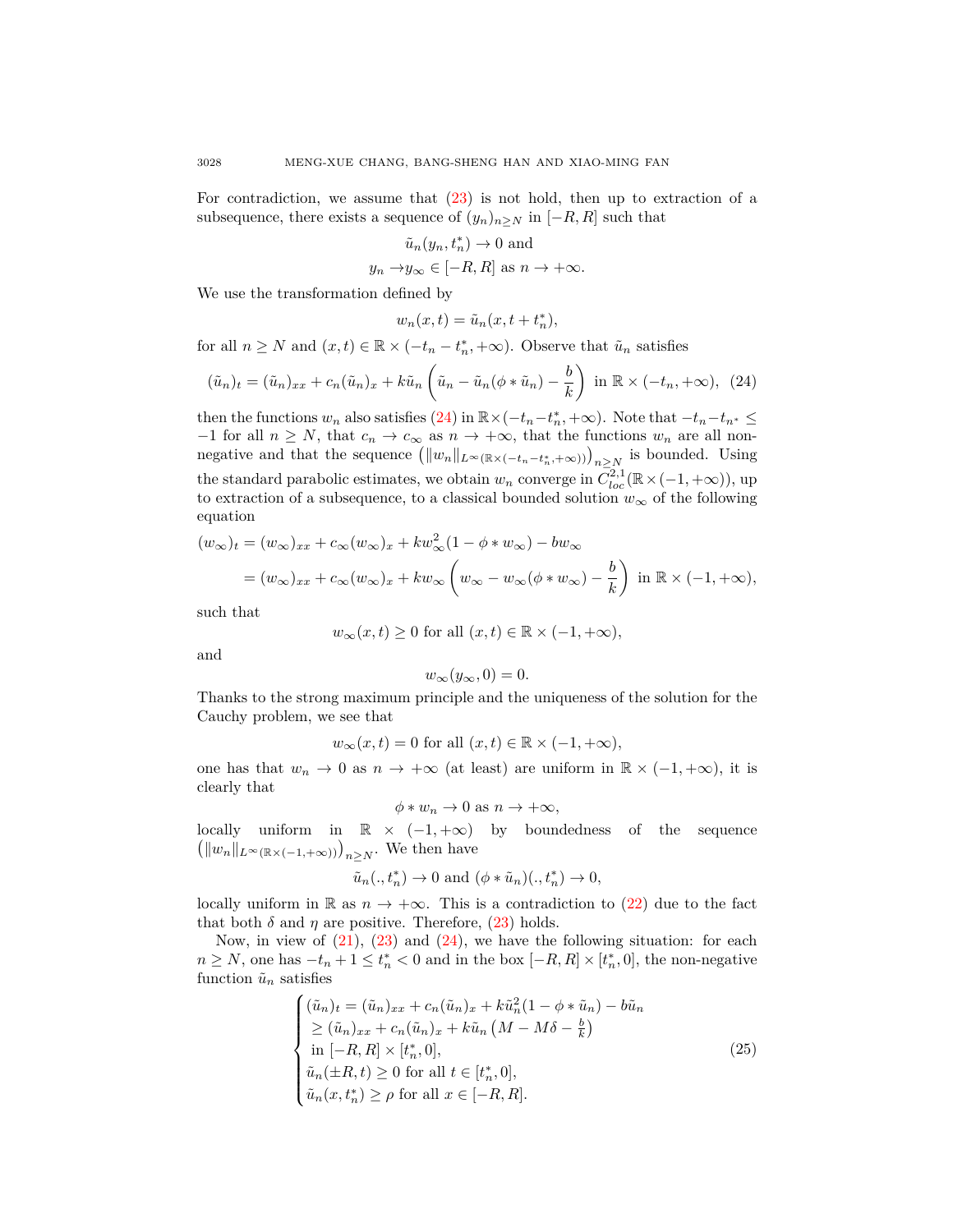For contradiction, we assume that (23) is not hold, then up to extraction of a subsequence, there exists a sequence of $(y_n)_{n\geq N}$ in $[-R,R]$ such that

$$\tilde{u}_n(y_n, t_n^*) \to 0 \text{ and}$$
$$y_n \to y_\infty \in [-R,R] \text{ as } n \to +\infty.$$

We use the transformation defined by

$$w_n(x,t) = \tilde{u}_n(x, t + t_n^*),$$

for all $n \geq N$ and $(x,t) \in \mathbb{R} \times (-t_n - t_n^*, +\infty)$. Observe that $\tilde{u}_n$ satisfies

$$(\tilde{u}_n)_t = (\tilde{u}_n)_{xx} + c_n(\tilde{u}_n)_x + k\tilde{u}_n\left(\tilde{u}_n - \tilde{u}_n(\phi * \tilde{u}_n) - \frac{b}{k}\right) \text{ in } \mathbb{R} \times (-t_n, +\infty), \quad (24)$$

then the functions $w_n$ also satisfies (24) in $\mathbb{R}\times(-t_n - t_n^*, +\infty)$. Note that $-t_n - t_{n^*} \leq -1$ for all $n \geq N$, that $c_n \to c_\infty$ as $n \to +\infty$, that the functions $w_n$ are all non-negative and that the sequence $\left(\|w_n\|_{L^\infty(\mathbb{R}\times(-t_n-t_n^*,+\infty))}\right)_{n\geq N}$ is bounded. Using the standard parabolic estimates, we obtain $w_n$ converge in $C^{2,1}_{loc}(\mathbb{R}\times(-1,+\infty))$, up to extraction of a subsequence, to a classical bounded solution $w_\infty$ of the following equation

$$\begin{aligned}
(w_\infty)_t &= (w_\infty)_{xx} + c_\infty(w_\infty)_x + kw_\infty^2(1 - \phi * w_\infty) - bw_\infty \\
&= (w_\infty)_{xx} + c_\infty(w_\infty)_x + kw_\infty\left(w_\infty - w_\infty(\phi * w_\infty) - \frac{b}{k}\right) \text{ in } \mathbb{R} \times (-1, +\infty),
\end{aligned}$$

such that

$$w_\infty(x,t) \geq 0 \text{ for all } (x,t) \in \mathbb{R} \times (-1, +\infty),$$

and

$$w_\infty(y_\infty, 0) = 0.$$

Thanks to the strong maximum principle and the uniqueness of the solution for the Cauchy problem, we see that

$$w_\infty(x,t) = 0 \text{ for all } (x,t) \in \mathbb{R} \times (-1, +\infty),$$

one has that $w_n \to 0$ as $n \to +\infty$ (at least) are uniform in $\mathbb{R} \times (-1, +\infty)$, it is clearly that

$$\phi * w_n \to 0 \text{ as } n \to +\infty,$$

locally uniform in $\mathbb{R} \times (-1, +\infty)$ by boundedness of the sequence $\left(\|w_n\|_{L^\infty(\mathbb{R}\times(-1,+\infty))}\right)_{n\geq N}$. We then have

$$\tilde{u}_n(., t_n^*) \to 0 \text{ and } (\phi * \tilde{u}_n)(., t_n^*) \to 0,$$

locally uniform in $\mathbb{R}$ as $n \to +\infty$. This is a contradiction to (22) due to the fact that both $\delta$ and $\eta$ are positive. Therefore, (23) holds.

Now, in view of (21), (23) and (24), we have the following situation: for each $n \geq N$, one has $-t_n + 1 \leq t_n^* < 0$ and in the box $[-R,R] \times [t_n^*, 0]$, the non-negative function $\tilde{u}_n$ satisfies

$$\begin{cases}
(\tilde{u}_n)_t = (\tilde{u}_n)_{xx} + c_n(\tilde{u}_n)_x + k\tilde{u}_n^2(1 - \phi * \tilde{u}_n) - b\tilde{u}_n \\
\geq (\tilde{u}_n)_{xx} + c_n(\tilde{u}_n)_x + k\tilde{u}_n\left(M - M\delta - \frac{b}{k}\right) \\
\text{in } [-R,R] \times [t_n^*, 0], \\
\tilde{u}_n(\pm R, t) \geq 0 \text{ for all } t \in [t_n^*, 0], \\
\tilde{u}_n(x, t_n^*) \geq \rho \text{ for all } x \in [-R,R].
\end{cases} \quad (25)$$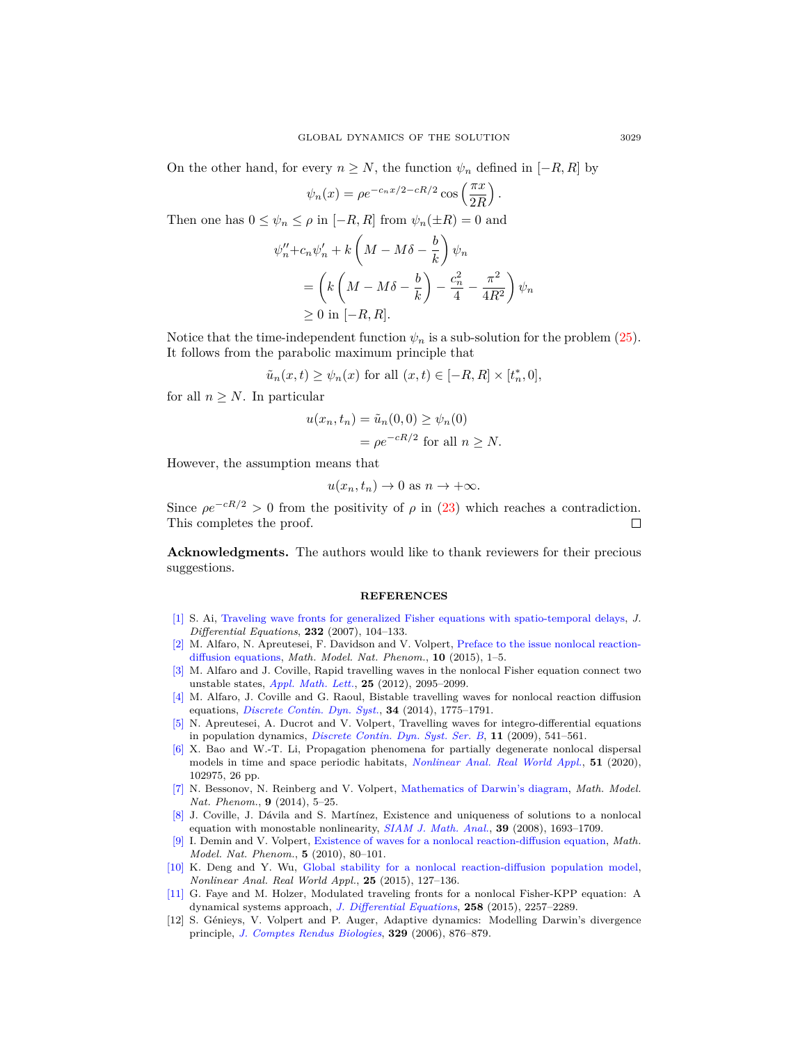On the other hand, for every $n \geq N$, the function $\psi_n$ defined in $[-R, R]$ by

$$\psi_n(x) = \rho e^{-c_n x/2 - cR/2} \cos\left(\frac{\pi x}{2R}\right).$$

Then one has $0 \leq \psi_n \leq \rho$ in $[-R, R]$ from $\psi_n(\pm R) = 0$ and

$$\begin{aligned}
\psi_n'' + c_n \psi_n' + k\left(M - M\delta - \frac{b}{k}\right)\psi_n \\
&= \left(k\left(M - M\delta - \frac{b}{k}\right) - \frac{c_n^2}{4} - \frac{\pi^2}{4R^2}\right)\psi_n \\
&\geq 0 \text{ in } [-R, R].
\end{aligned}$$

Notice that the time-independent function $\psi_n$ is a sub-solution for the problem (25). It follows from the parabolic maximum principle that

$$\tilde{u}_n(x, t) \geq \psi_n(x) \text{ for all } (x, t) \in [-R, R] \times [t_n^*, 0],$$

for all $n \geq N$. In particular

$$\begin{aligned}
u(x_n, t_n) = \tilde{u}_n(0, 0) &\geq \psi_n(0) \\
&= \rho e^{-cR/2} \text{ for all } n \geq N.
\end{aligned}$$

However, the assumption means that

$$u(x_n, t_n) \to 0 \text{ as } n \to +\infty.$$

Since $\rho e^{-cR/2} > 0$ from the positivity of $\rho$ in (23) which reaches a contradiction. This completes the proof. □

**Acknowledgments.** The authors would like to thank reviewers for their precious suggestions.

## REFERENCES

[1] S. Ai, Traveling wave fronts for generalized Fisher equations with spatio-temporal delays, *J. Differential Equations*, **232** (2007), 104–133.

[2] M. Alfaro, N. Apreutesei, F. Davidson and V. Volpert, Preface to the issue nonlocal reaction-diffusion equations, *Math. Model. Nat. Phenom.*, **10** (2015), 1–5.

[3] M. Alfaro and J. Coville, Rapid travelling waves in the nonlocal Fisher equation connect two unstable states, *Appl. Math. Lett.*, **25** (2012), 2095–2099.

[4] M. Alfaro, J. Coville and G. Raoul, Bistable travelling waves for nonlocal reaction diffusion equations, *Discrete Contin. Dyn. Syst.*, **34** (2014), 1775–1791.

[5] N. Apreutesei, A. Ducrot and V. Volpert, Travelling waves for integro-differential equations in population dynamics, *Discrete Contin. Dyn. Syst. Ser. B*, **11** (2009), 541–561.

[6] X. Bao and W.-T. Li, Propagation phenomena for partially degenerate nonlocal dispersal models in time and space periodic habitats, *Nonlinear Anal. Real World Appl.*, **51** (2020), 102975, 26 pp.

[7] N. Bessonov, N. Reinberg and V. Volpert, Mathematics of Darwin's diagram, *Math. Model. Nat. Phenom.*, **9** (2014), 5–25.

[8] J. Coville, J. Dávila and S. Martínez, Existence and uniqueness of solutions to a nonlocal equation with monostable nonlinearity, *SIAM J. Math. Anal.*, **39** (2008), 1693–1709.

[9] I. Demin and V. Volpert, Existence of waves for a nonlocal reaction-diffusion equation, *Math. Model. Nat. Phenom.*, **5** (2010), 80–101.

[10] K. Deng and Y. Wu, Global stability for a nonlocal reaction-diffusion population model, *Nonlinear Anal. Real World Appl.*, **25** (2015), 127–136.

[11] G. Faye and M. Holzer, Modulated traveling fronts for a nonlocal Fisher-KPP equation: A dynamical systems approach, *J. Differential Equations*, **258** (2015), 2257–2289.

[12] S. Génieys, V. Volpert and P. Auger, Adaptive dynamics: Modelling Darwin's divergence principle, *J. Comptes Rendus Biologies*, **329** (2006), 876–879.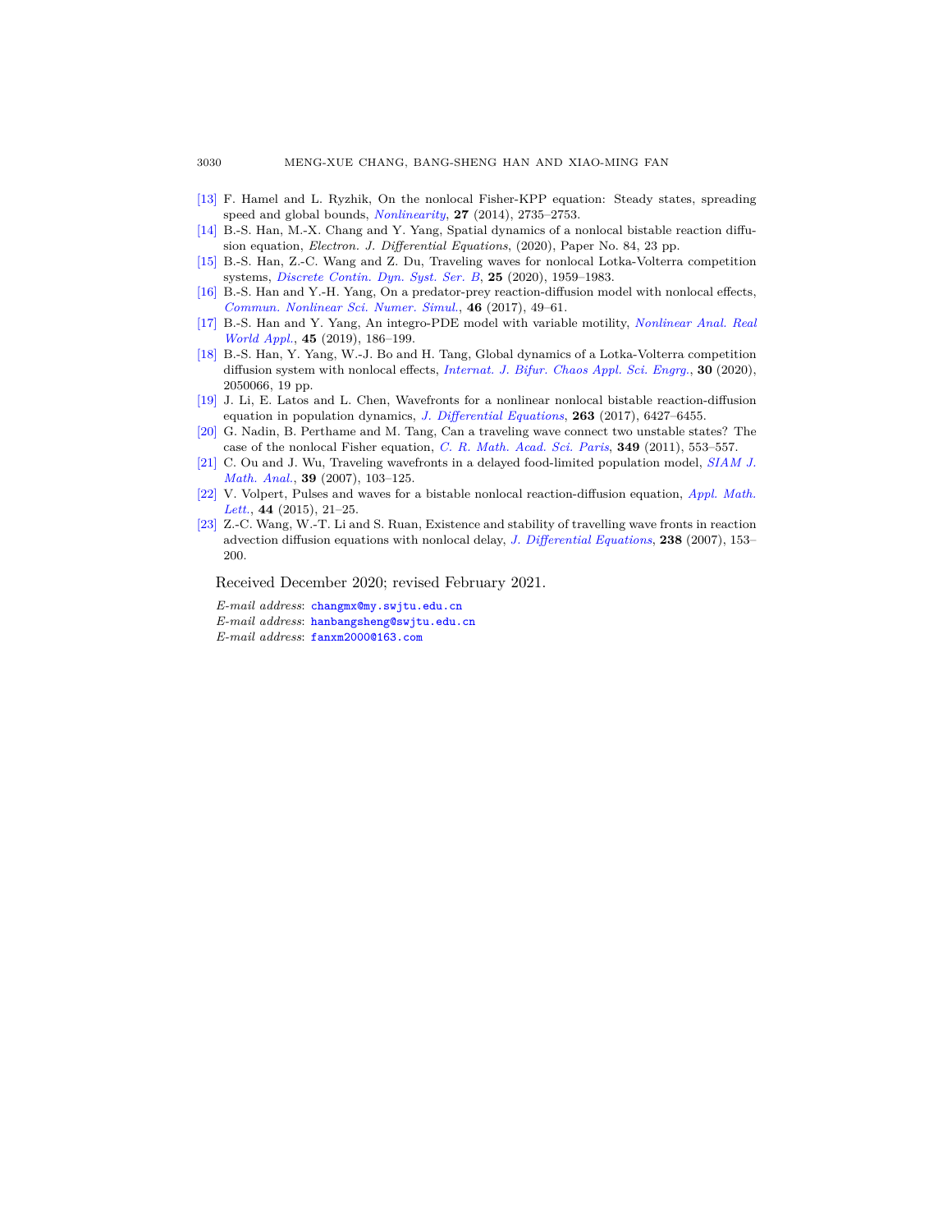[13] F. Hamel and L. Ryzhik, On the nonlocal Fisher-KPP equation: Steady states, spreading speed and global bounds, *Nonlinearity*, **27** (2014), 2735–2753.

[14] B.-S. Han, M.-X. Chang and Y. Yang, Spatial dynamics of a nonlocal bistable reaction diffusion equation, *Electron. J. Differential Equations*, (2020), Paper No. 84, 23 pp.

[15] B.-S. Han, Z.-C. Wang and Z. Du, Traveling waves for nonlocal Lotka-Volterra competition systems, *Discrete Contin. Dyn. Syst. Ser. B*, **25** (2020), 1959–1983.

[16] B.-S. Han and Y.-H. Yang, On a predator-prey reaction-diffusion model with nonlocal effects, *Commun. Nonlinear Sci. Numer. Simul.*, **46** (2017), 49–61.

[17] B.-S. Han and Y. Yang, An integro-PDE model with variable motility, *Nonlinear Anal. Real World Appl.*, **45** (2019), 186–199.

[18] B.-S. Han, Y. Yang, W.-J. Bo and H. Tang, Global dynamics of a Lotka-Volterra competition diffusion system with nonlocal effects, *Internat. J. Bifur. Chaos Appl. Sci. Engrg.*, **30** (2020), 2050066, 19 pp.

[19] J. Li, E. Latos and L. Chen, Wavefronts for a nonlinear nonlocal bistable reaction-diffusion equation in population dynamics, *J. Differential Equations*, **263** (2017), 6427–6455.

[20] G. Nadin, B. Perthame and M. Tang, Can a traveling wave connect two unstable states? The case of the nonlocal Fisher equation, *C. R. Math. Acad. Sci. Paris*, **349** (2011), 553–557.

[21] C. Ou and J. Wu, Traveling wavefronts in a delayed food-limited population model, *SIAM J. Math. Anal.*, **39** (2007), 103–125.

[22] V. Volpert, Pulses and waves for a bistable nonlocal reaction-diffusion equation, *Appl. Math. Lett.*, **44** (2015), 21–25.

[23] Z.-C. Wang, W.-T. Li and S. Ruan, Existence and stability of travelling wave fronts in reaction advection diffusion equations with nonlocal delay, *J. Differential Equations*, **238** (2007), 153–200.

Received December 2020; revised February 2021.

*E-mail address*: changmx@my.swjtu.edu.cn
*E-mail address*: hanbangsheng@swjtu.edu.cn
*E-mail address*: fanxm2000@163.com